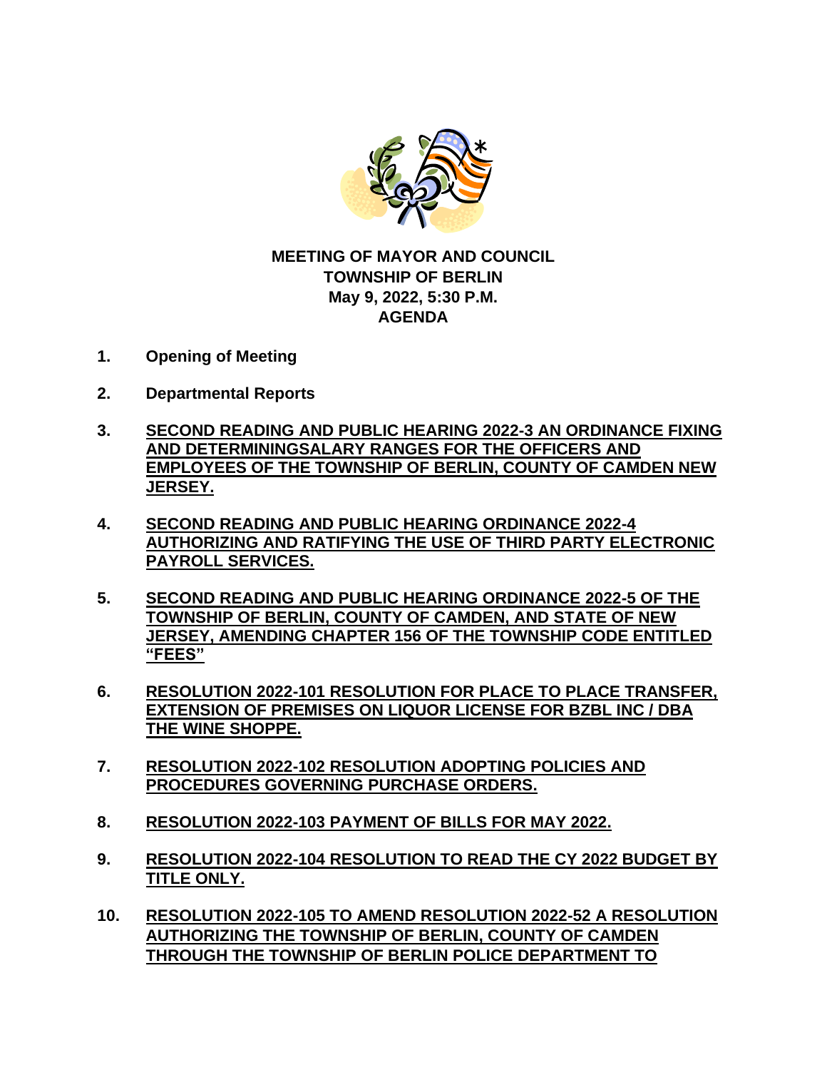**MEETING OF MAYOR AND COUNCIL**
**TOWNSHIP OF BERLIN**
**May 9, 2022, 5:30 P.M.**
**AGENDA**

1. **Opening of Meeting**

2. **Departmental Reports**

3. **SECOND READING AND PUBLIC HEARING 2022-3 AN ORDINANCE FIXING AND DETERMININGSALARY RANGES FOR THE OFFICERS AND EMPLOYEES OF THE TOWNSHIP OF BERLIN, COUNTY OF CAMDEN NEW JERSEY.**

4. **SECOND READING AND PUBLIC HEARING ORDINANCE 2022-4 AUTHORIZING AND RATIFYING THE USE OF THIRD PARTY ELECTRONIC PAYROLL SERVICES.**

5. **SECOND READING AND PUBLIC HEARING ORDINANCE 2022-5 OF THE TOWNSHIP OF BERLIN, COUNTY OF CAMDEN, AND STATE OF NEW JERSEY, AMENDING CHAPTER 156 OF THE TOWNSHIP CODE ENTITLED "FEES"**

6. **RESOLUTION 2022-101 RESOLUTION FOR PLACE TO PLACE TRANSFER, EXTENSION OF PREMISES ON LIQUOR LICENSE FOR BZBL INC / DBA THE WINE SHOPPE.**

7. **RESOLUTION 2022-102 RESOLUTION ADOPTING POLICIES AND PROCEDURES GOVERNING PURCHASE ORDERS.**

8. **RESOLUTION 2022-103 PAYMENT OF BILLS FOR MAY 2022.**

9. **RESOLUTION 2022-104 RESOLUTION TO READ THE CY 2022 BUDGET BY TITLE ONLY.**

10. **RESOLUTION 2022-105 TO AMEND RESOLUTION 2022-52 A RESOLUTION AUTHORIZING THE TOWNSHIP OF BERLIN, COUNTY OF CAMDEN THROUGH THE TOWNSHIP OF BERLIN POLICE DEPARTMENT TO**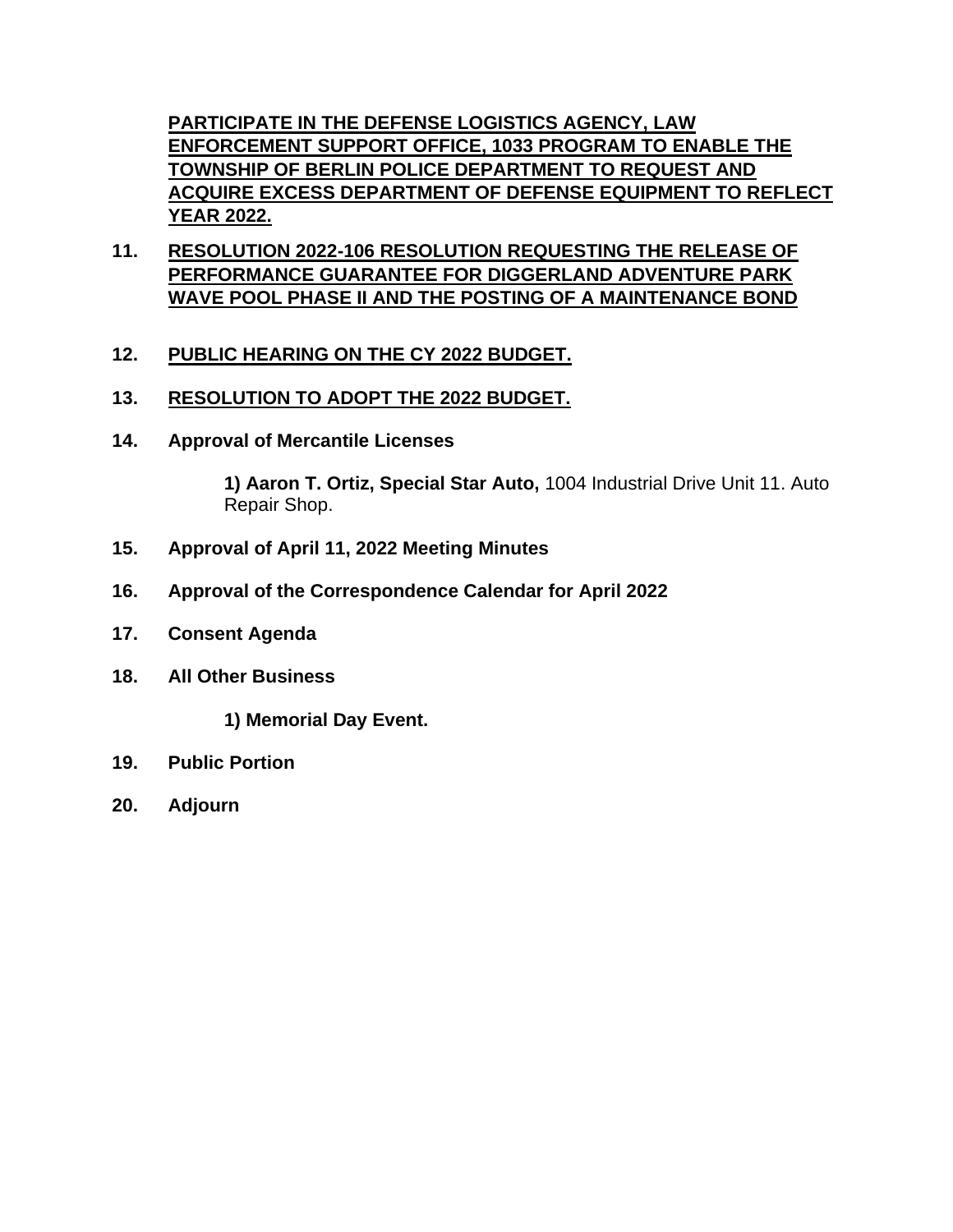**PARTICIPATE IN THE DEFENSE LOGISTICS AGENCY, LAW ENFORCEMENT SUPPORT OFFICE, 1033 PROGRAM TO ENABLE THE TOWNSHIP OF BERLIN POLICE DEPARTMENT TO REQUEST AND ACQUIRE EXCESS DEPARTMENT OF DEFENSE EQUIPMENT TO REFLECT YEAR 2022.**

11. **RESOLUTION 2022-106 RESOLUTION REQUESTING THE RELEASE OF PERFORMANCE GUARANTEE FOR DIGGERLAND ADVENTURE PARK WAVE POOL PHASE II AND THE POSTING OF A MAINTENANCE BOND**

12. **PUBLIC HEARING ON THE CY 2022 BUDGET.**

13. **RESOLUTION TO ADOPT THE 2022 BUDGET.**

14. **Approval of Mercantile Licenses**

    **1) Aaron T. Ortiz, Special Star Auto,** 1004 Industrial Drive Unit 11. Auto Repair Shop.

15. **Approval of April 11, 2022 Meeting Minutes**

16. **Approval of the Correspondence Calendar for April 2022**

17. **Consent Agenda**

18. **All Other Business**

    **1) Memorial Day Event.**

19. **Public Portion**

20. **Adjourn**